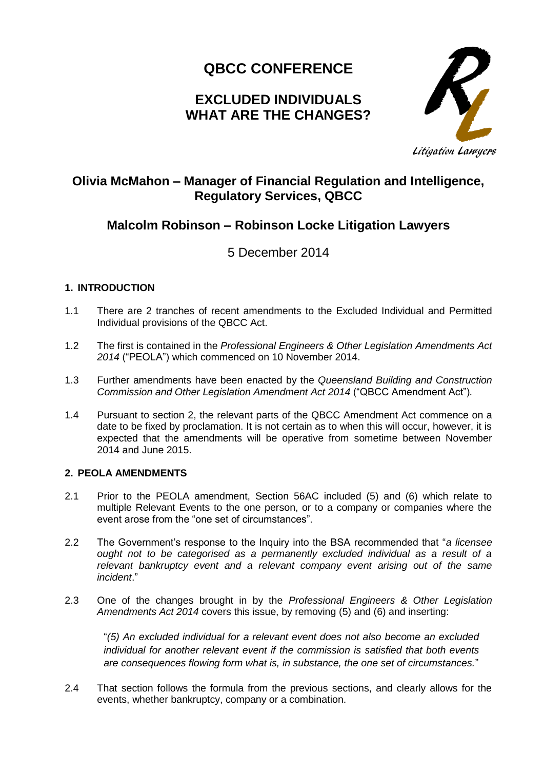# QBCC CONFERENCE

## EXCLUDED INDIVIDUALS WHAT ARE THE CHANGES?

Litigation Lawyers

### Olivia McMahon – Manager of Financial Regulation and Intelligence, Regulatory Services, QBCC

### Malcolm Robinson – Robinson Locke Litigation Lawyers

5 December 2014

**1. INTRODUCTION**

1.1 There are 2 tranches of recent amendments to the Excluded Individual and Permitted Individual provisions of the QBCC Act.

1.2 The first is contained in the *Professional Engineers & Other Legislation Amendments Act 2014* ("PEOLA") which commenced on 10 November 2014.

1.3 Further amendments have been enacted by the *Queensland Building and Construction Commission and Other Legislation Amendment Act 2014* ("QBCC Amendment Act").

1.4 Pursuant to section 2, the relevant parts of the QBCC Amendment Act commence on a date to be fixed by proclamation. It is not certain as to when this will occur, however, it is expected that the amendments will be operative from sometime between November 2014 and June 2015.

**2. PEOLA AMENDMENTS**

2.1 Prior to the PEOLA amendment, Section 56AC included (5) and (6) which relate to multiple Relevant Events to the one person, or to a company or companies where the event arose from the "one set of circumstances".

2.2 The Government's response to the Inquiry into the BSA recommended that "*a licensee ought not to be categorised as a permanently excluded individual as a result of a relevant bankruptcy event and a relevant company event arising out of the same incident*."

2.3 One of the changes brought in by the *Professional Engineers & Other Legislation Amendments Act 2014* covers this issue, by removing (5) and (6) and inserting:

> "*(5) An excluded individual for a relevant event does not also become an excluded individual for another relevant event if the commission is satisfied that both events are consequences flowing form what is, in substance, the one set of circumstances.*"

2.4 That section follows the formula from the previous sections, and clearly allows for the events, whether bankruptcy, company or a combination.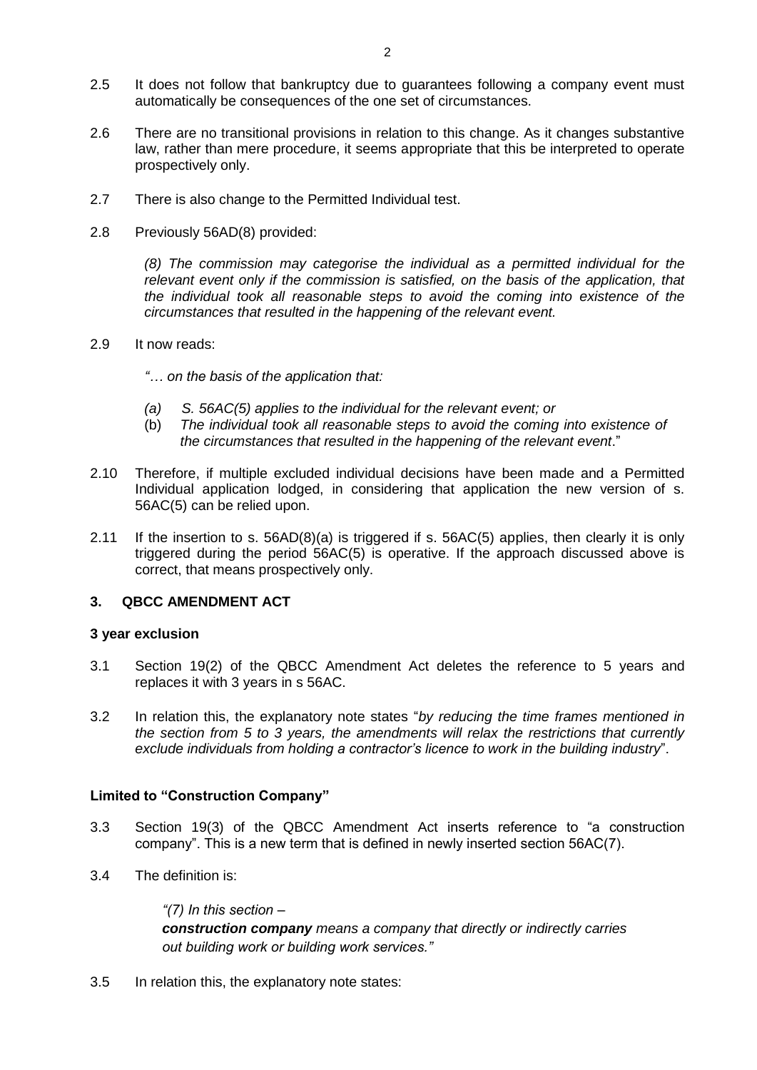2.5 It does not follow that bankruptcy due to guarantees following a company event must automatically be consequences of the one set of circumstances.

2.6 There are no transitional provisions in relation to this change. As it changes substantive law, rather than mere procedure, it seems appropriate that this be interpreted to operate prospectively only.

2.7 There is also change to the Permitted Individual test.

2.8 Previously 56AD(8) provided:

> *(8) The commission may categorise the individual as a permitted individual for the relevant event only if the commission is satisfied, on the basis of the application, that the individual took all reasonable steps to avoid the coming into existence of the circumstances that resulted in the happening of the relevant event.*

2.9 It now reads:

> *"… on the basis of the application that:*
>
> *(a) S. 56AC(5) applies to the individual for the relevant event; or*
>
> (b) *The individual took all reasonable steps to avoid the coming into existence of the circumstances that resulted in the happening of the relevant event*."

2.10 Therefore, if multiple excluded individual decisions have been made and a Permitted Individual application lodged, in considering that application the new version of s. 56AC(5) can be relied upon.

2.11 If the insertion to s. 56AD(8)(a) is triggered if s. 56AC(5) applies, then clearly it is only triggered during the period 56AC(5) is operative. If the approach discussed above is correct, that means prospectively only.

## 3. QBCC AMENDMENT ACT

### 3 year exclusion

3.1 Section 19(2) of the QBCC Amendment Act deletes the reference to 5 years and replaces it with 3 years in s 56AC.

3.2 In relation this, the explanatory note states "*by reducing the time frames mentioned in the section from 5 to 3 years, the amendments will relax the restrictions that currently exclude individuals from holding a contractor's licence to work in the building industry*".

### Limited to "Construction Company"

3.3 Section 19(3) of the QBCC Amendment Act inserts reference to "a construction company". This is a new term that is defined in newly inserted section 56AC(7).

3.4 The definition is:

> *"(7) In this section –*
>
> ***construction company*** *means a company that directly or indirectly carries out building work or building work services."*

3.5 In relation this, the explanatory note states: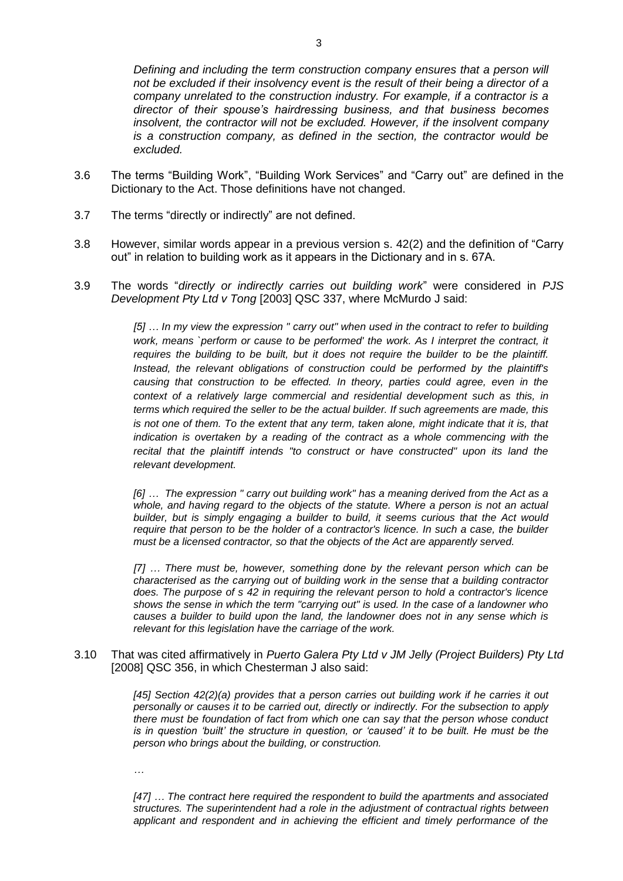*Defining and including the term construction company ensures that a person will not be excluded if their insolvency event is the result of their being a director of a company unrelated to the construction industry. For example, if a contractor is a director of their spouse's hairdressing business, and that business becomes insolvent, the contractor will not be excluded. However, if the insolvent company is a construction company, as defined in the section, the contractor would be excluded.*

3.6 The terms "Building Work", "Building Work Services" and "Carry out" are defined in the Dictionary to the Act. Those definitions have not changed.

3.7 The terms "directly or indirectly" are not defined.

3.8 However, similar words appear in a previous version s. 42(2) and the definition of "Carry out" in relation to building work as it appears in the Dictionary and in s. 67A.

3.9 The words "*directly or indirectly carries out building work*" were considered in *PJS Development Pty Ltd v Tong* [2003] QSC 337, where McMurdo J said:

> *[5] … In my view the expression " carry out" when used in the contract to refer to building work, means `perform or cause to be performed' the work. As I interpret the contract, it requires the building to be built, but it does not require the builder to be the plaintiff. Instead, the relevant obligations of construction could be performed by the plaintiff's causing that construction to be effected. In theory, parties could agree, even in the context of a relatively large commercial and residential development such as this, in terms which required the seller to be the actual builder. If such agreements are made, this is not one of them. To the extent that any term, taken alone, might indicate that it is, that indication is overtaken by a reading of the contract as a whole commencing with the recital that the plaintiff intends "to construct or have constructed" upon its land the relevant development.*
>
> *[6] … The expression " carry out building work" has a meaning derived from the Act as a whole, and having regard to the objects of the statute. Where a person is not an actual builder, but is simply engaging a builder to build, it seems curious that the Act would require that person to be the holder of a contractor's licence. In such a case, the builder must be a licensed contractor, so that the objects of the Act are apparently served.*
>
> *[7] … There must be, however, something done by the relevant person which can be characterised as the carrying out of building work in the sense that a building contractor does. The purpose of s 42 in requiring the relevant person to hold a contractor's licence shows the sense in which the term "carrying out" is used. In the case of a landowner who causes a builder to build upon the land, the landowner does not in any sense which is relevant for this legislation have the carriage of the work.*

3.10 That was cited affirmatively in *Puerto Galera Pty Ltd v JM Jelly (Project Builders) Pty Ltd* [2008] QSC 356, in which Chesterman J also said:

> *[45] Section 42(2)(a) provides that a person carries out building work if he carries it out personally or causes it to be carried out, directly or indirectly. For the subsection to apply there must be foundation of fact from which one can say that the person whose conduct is in question 'built' the structure in question, or 'caused' it to be built. He must be the person who brings about the building, or construction.*
>
> …
>
> *[47] … The contract here required the respondent to build the apartments and associated structures. The superintendent had a role in the adjustment of contractual rights between applicant and respondent and in achieving the efficient and timely performance of the*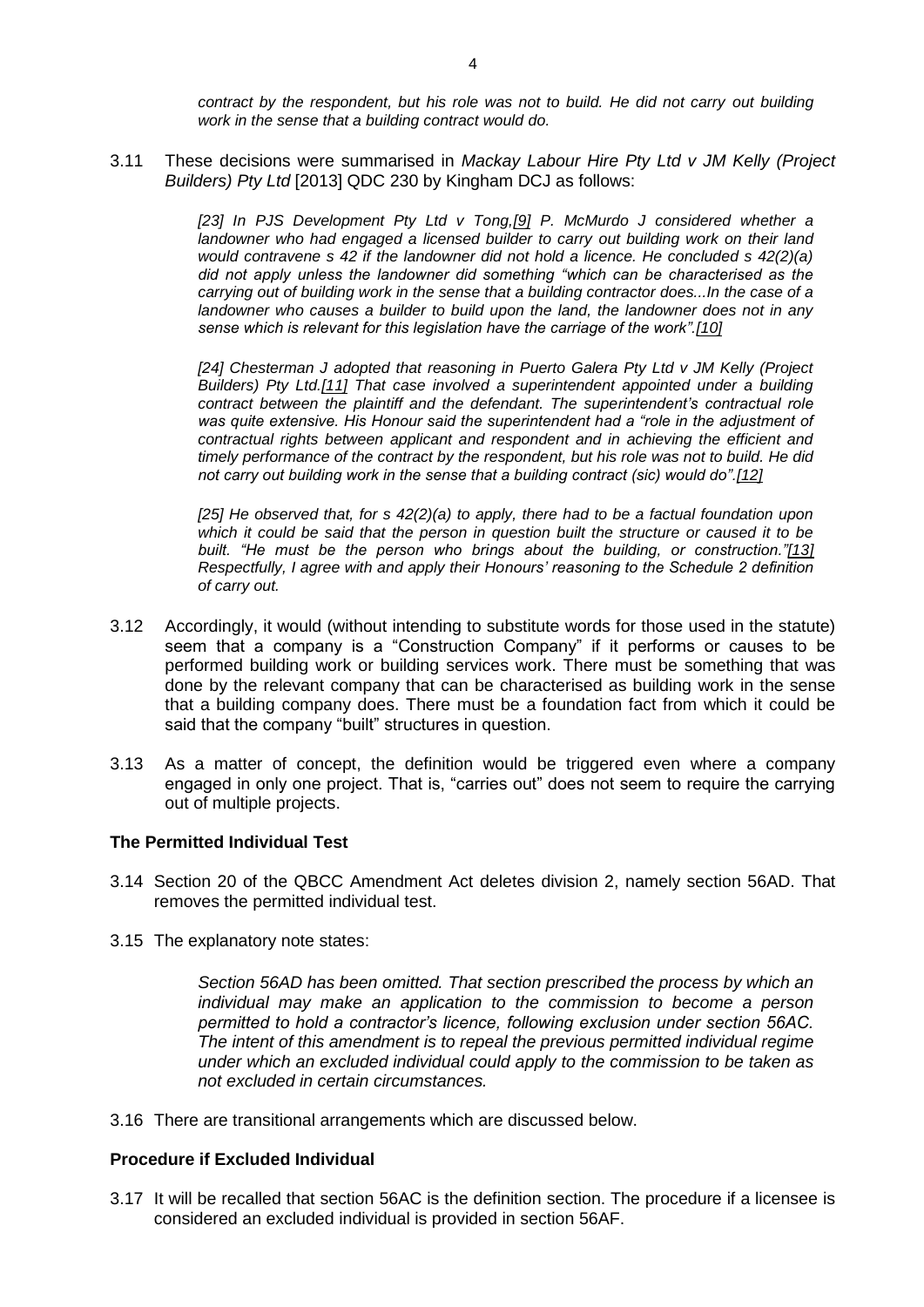*contract by the respondent, but his role was not to build. He did not carry out building work in the sense that a building contract would do.*

3.11 These decisions were summarised in *Mackay Labour Hire Pty Ltd v JM Kelly (Project Builders) Pty Ltd* [2013] QDC 230 by Kingham DCJ as follows:

> *[23] In PJS Development Pty Ltd v Tong,[9] P. McMurdo J considered whether a landowner who had engaged a licensed builder to carry out building work on their land would contravene s 42 if the landowner did not hold a licence. He concluded s 42(2)(a) did not apply unless the landowner did something "which can be characterised as the carrying out of building work in the sense that a building contractor does...In the case of a landowner who causes a builder to build upon the land, the landowner does not in any sense which is relevant for this legislation have the carriage of the work".[10]*
>
> *[24] Chesterman J adopted that reasoning in Puerto Galera Pty Ltd v JM Kelly (Project Builders) Pty Ltd.[11] That case involved a superintendent appointed under a building contract between the plaintiff and the defendant. The superintendent's contractual role was quite extensive. His Honour said the superintendent had a "role in the adjustment of contractual rights between applicant and respondent and in achieving the efficient and timely performance of the contract by the respondent, but his role was not to build. He did not carry out building work in the sense that a building contract (sic) would do".[12]*
>
> *[25] He observed that, for s 42(2)(a) to apply, there had to be a factual foundation upon which it could be said that the person in question built the structure or caused it to be built. "He must be the person who brings about the building, or construction."[13] Respectfully, I agree with and apply their Honours' reasoning to the Schedule 2 definition of carry out.*

3.12 Accordingly, it would (without intending to substitute words for those used in the statute) seem that a company is a "Construction Company" if it performs or causes to be performed building work or building services work. There must be something that was done by the relevant company that can be characterised as building work in the sense that a building company does. There must be a foundation fact from which it could be said that the company "built" structures in question.

3.13 As a matter of concept, the definition would be triggered even where a company engaged in only one project. That is, "carries out" does not seem to require the carrying out of multiple projects.

**The Permitted Individual Test**

3.14 Section 20 of the QBCC Amendment Act deletes division 2, namely section 56AD. That removes the permitted individual test.

3.15 The explanatory note states:

> *Section 56AD has been omitted. That section prescribed the process by which an individual may make an application to the commission to become a person permitted to hold a contractor's licence, following exclusion under section 56AC. The intent of this amendment is to repeal the previous permitted individual regime under which an excluded individual could apply to the commission to be taken as not excluded in certain circumstances.*

3.16 There are transitional arrangements which are discussed below.

**Procedure if Excluded Individual**

3.17 It will be recalled that section 56AC is the definition section. The procedure if a licensee is considered an excluded individual is provided in section 56AF.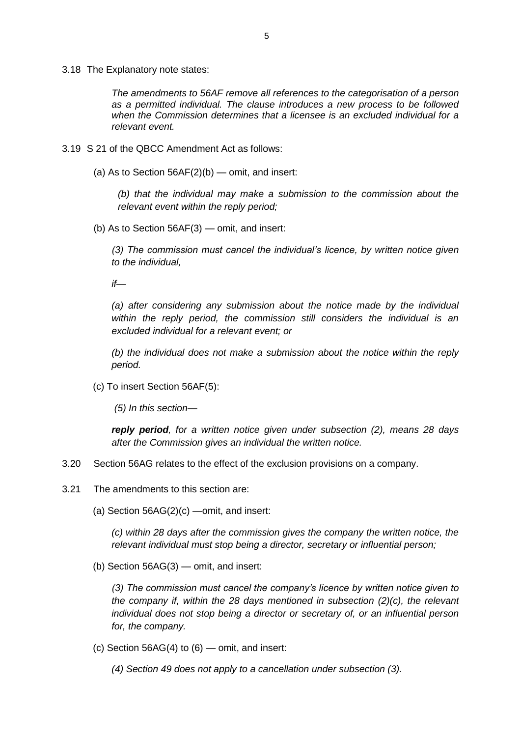3.18 The Explanatory note states:

> *The amendments to 56AF remove all references to the categorisation of a person as a permitted individual. The clause introduces a new process to be followed when the Commission determines that a licensee is an excluded individual for a relevant event.*

3.19 S 21 of the QBCC Amendment Act as follows:

(a) As to Section 56AF(2)(b) — omit, and insert:

> *(b) that the individual may make a submission to the commission about the relevant event within the reply period;*

(b) As to Section 56AF(3) — omit, and insert:

> *(3) The commission must cancel the individual's licence, by written notice given to the individual,*
>
> *if—*
>
> *(a) after considering any submission about the notice made by the individual within the reply period, the commission still considers the individual is an excluded individual for a relevant event; or*
>
> *(b) the individual does not make a submission about the notice within the reply period.*

(c) To insert Section 56AF(5):

> *(5) In this section—*
>
> ***reply period**, for a written notice given under subsection (2), means 28 days after the Commission gives an individual the written notice.*

3.20 Section 56AG relates to the effect of the exclusion provisions on a company.

3.21 The amendments to this section are:

(a) Section 56AG(2)(c) —omit, and insert:

> *(c) within 28 days after the commission gives the company the written notice, the relevant individual must stop being a director, secretary or influential person;*

(b) Section 56AG(3) — omit, and insert:

> *(3) The commission must cancel the company's licence by written notice given to the company if, within the 28 days mentioned in subsection (2)(c), the relevant individual does not stop being a director or secretary of, or an influential person for, the company.*

(c) Section 56AG(4) to (6) — omit, and insert:

> *(4) Section 49 does not apply to a cancellation under subsection (3).*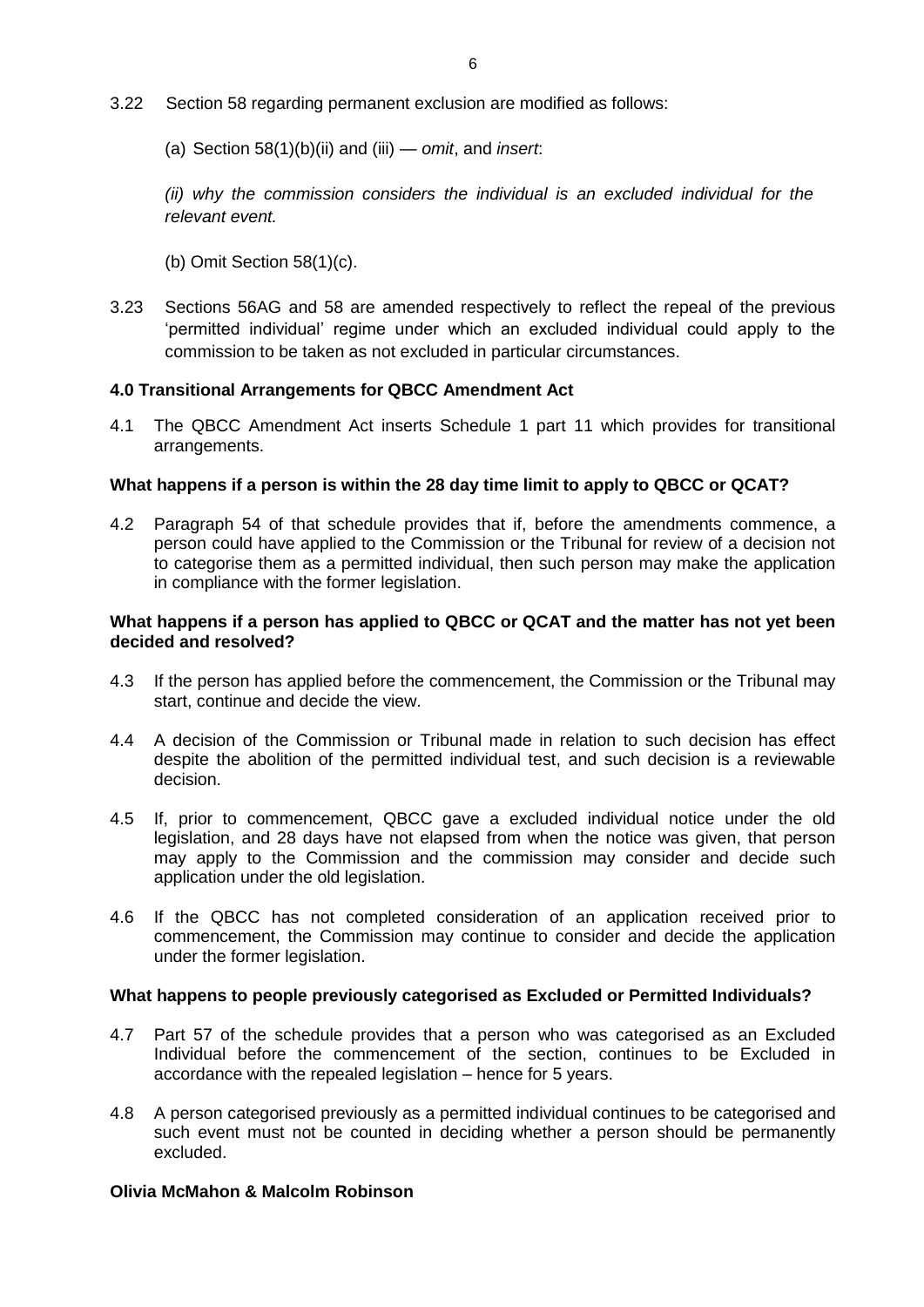3.22 Section 58 regarding permanent exclusion are modified as follows:

(a) Section 58(1)(b)(ii) and (iii) — *omit*, and *insert*:

*(ii) why the commission considers the individual is an excluded individual for the relevant event.*

(b) Omit Section 58(1)(c).

3.23 Sections 56AG and 58 are amended respectively to reflect the repeal of the previous 'permitted individual' regime under which an excluded individual could apply to the commission to be taken as not excluded in particular circumstances.

**4.0 Transitional Arrangements for QBCC Amendment Act**

4.1 The QBCC Amendment Act inserts Schedule 1 part 11 which provides for transitional arrangements.

**What happens if a person is within the 28 day time limit to apply to QBCC or QCAT?**

4.2 Paragraph 54 of that schedule provides that if, before the amendments commence, a person could have applied to the Commission or the Tribunal for review of a decision not to categorise them as a permitted individual, then such person may make the application in compliance with the former legislation.

**What happens if a person has applied to QBCC or QCAT and the matter has not yet been decided and resolved?**

4.3 If the person has applied before the commencement, the Commission or the Tribunal may start, continue and decide the view.

4.4 A decision of the Commission or Tribunal made in relation to such decision has effect despite the abolition of the permitted individual test, and such decision is a reviewable decision.

4.5 If, prior to commencement, QBCC gave a excluded individual notice under the old legislation, and 28 days have not elapsed from when the notice was given, that person may apply to the Commission and the commission may consider and decide such application under the old legislation.

4.6 If the QBCC has not completed consideration of an application received prior to commencement, the Commission may continue to consider and decide the application under the former legislation.

**What happens to people previously categorised as Excluded or Permitted Individuals?**

4.7 Part 57 of the schedule provides that a person who was categorised as an Excluded Individual before the commencement of the section, continues to be Excluded in accordance with the repealed legislation – hence for 5 years.

4.8 A person categorised previously as a permitted individual continues to be categorised and such event must not be counted in deciding whether a person should be permanently excluded.

**Olivia McMahon & Malcolm Robinson**